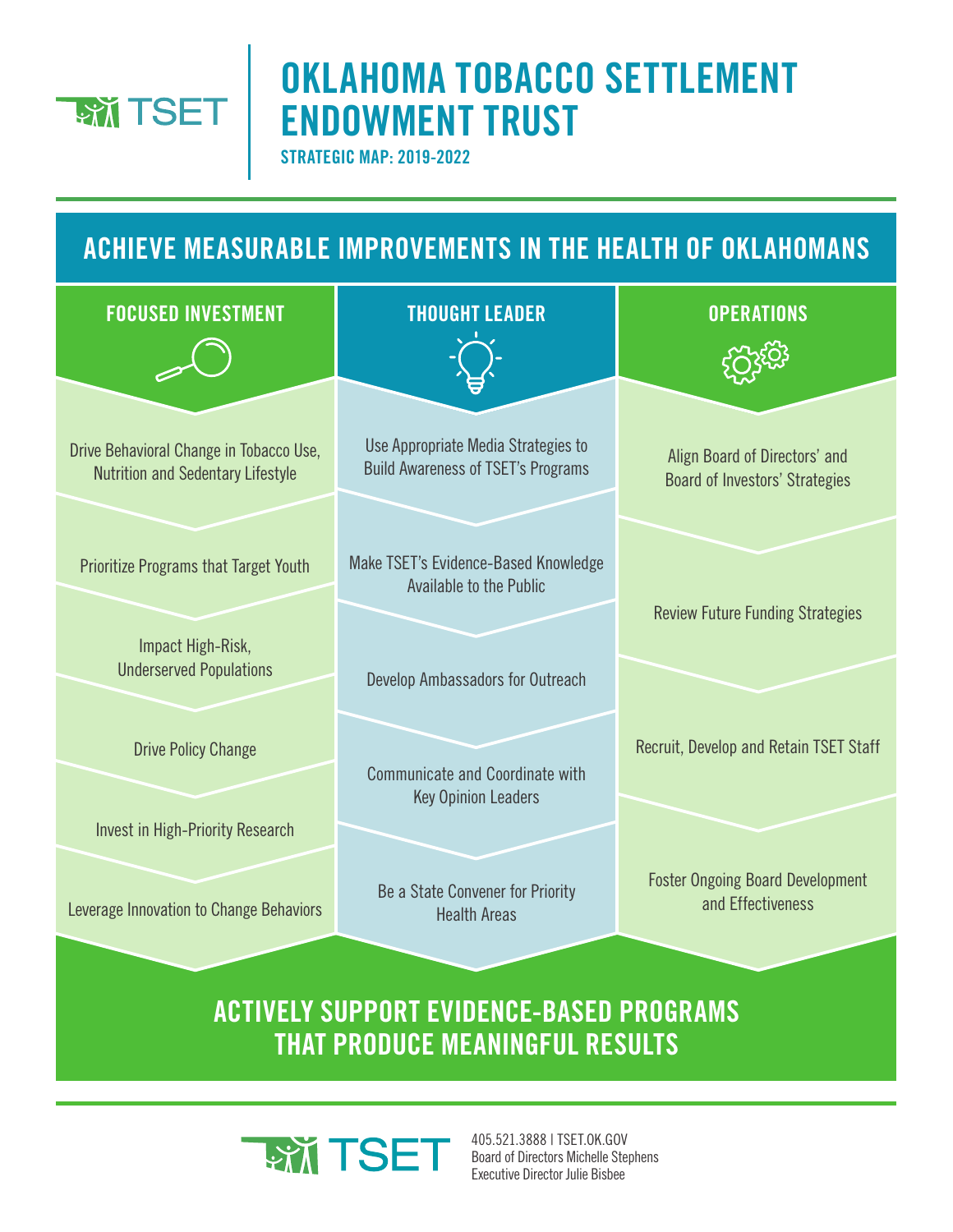# OKLAHOMA TOBACCO SETTLEMENT ENDOWMENT TRUST

**STRATEGIC MAP: 2019-2022**

## ACHIEVE MEASURABLE IMPROVEMENTS IN THE HEALTH OF OKLAHOMANS

### FOCUSED INVESTMENT

- Drive Behavioral Change in Tobacco Use, Nutrition and Sedentary Lifestyle
- Prioritize Programs that Target Youth
- Impact High-Risk, Underserved Populations
- Drive Policy Change
- Invest in High-Priority Research
- Leverage Innovation to Change Behaviors

### THOUGHT LEADER

- Use Appropriate Media Strategies to Build Awareness of TSET's Programs
- Make TSET's Evidence-Based Knowledge Available to the Public
- Develop Ambassadors for Outreach
- Communicate and Coordinate with Key Opinion Leaders
- Be a State Convener for Priority Health Areas

### OPERATIONS

- Align Board of Directors' and Board of Investors' Strategies
- Review Future Funding Strategies
- Recruit, Develop and Retain TSET Staff
- Foster Ongoing Board Development and Effectiveness

## ACTIVELY SUPPORT EVIDENCE-BASED PROGRAMS THAT PRODUCE MEANINGFUL RESULTS

TSET

405.521.3888 | TSET.OK.GOV
Board of Directors Michelle Stephens
Executive Director Julie Bisbee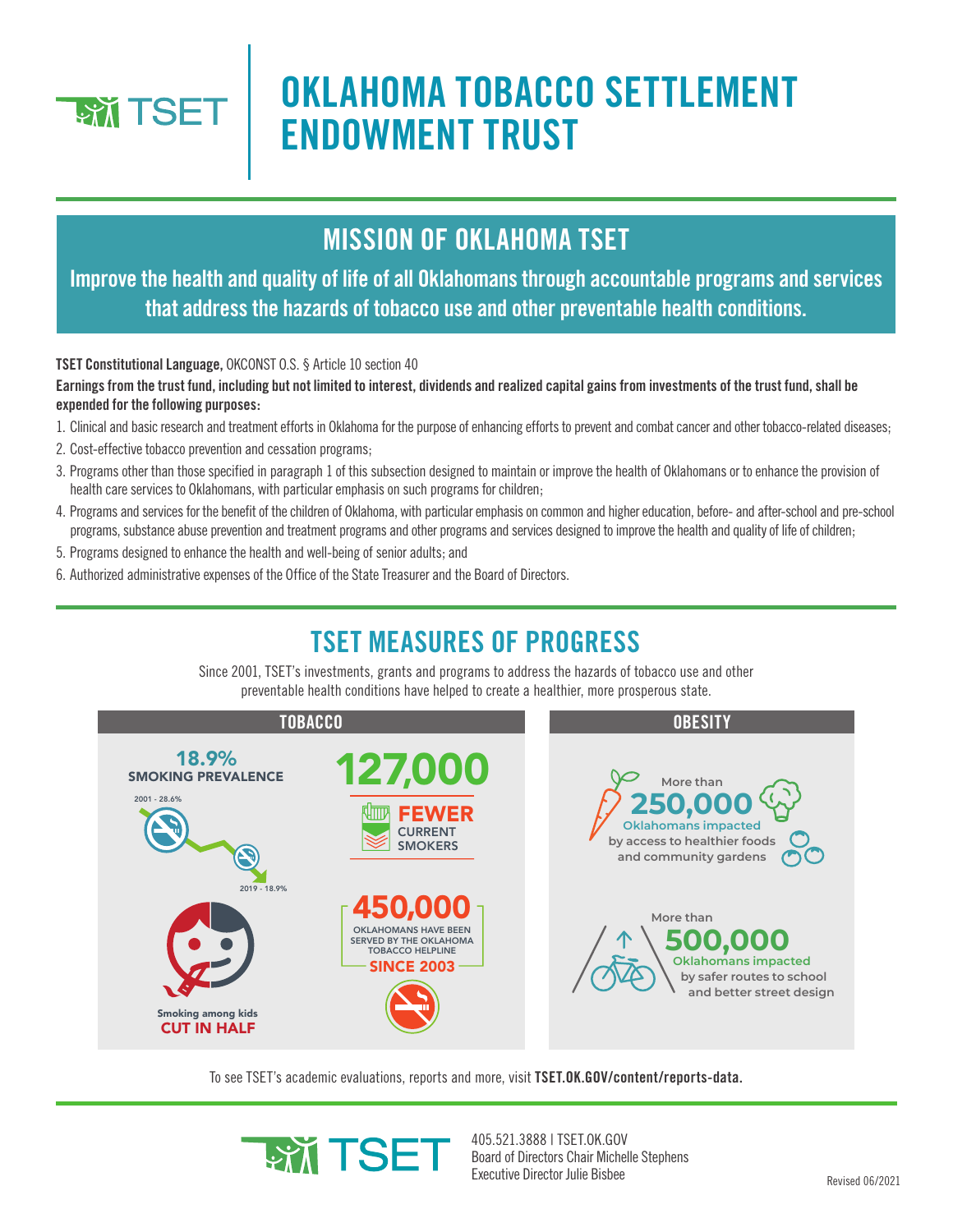# OKLAHOMA TOBACCO SETTLEMENT ENDOWMENT TRUST

## MISSION OF OKLAHOMA TSET

**Improve the health and quality of life of all Oklahomans through accountable programs and services that address the hazards of tobacco use and other preventable health conditions.**

**TSET Constitutional Language,** OKCONST O.S. § Article 10 section 40

**Earnings from the trust fund, including but not limited to interest, dividends and realized capital gains from investments of the trust fund, shall be expended for the following purposes:**

1. Clinical and basic research and treatment efforts in Oklahoma for the purpose of enhancing efforts to prevent and combat cancer and other tobacco-related diseases;
2. Cost-effective tobacco prevention and cessation programs;
3. Programs other than those specified in paragraph 1 of this subsection designed to maintain or improve the health of Oklahomans or to enhance the provision of health care services to Oklahomans, with particular emphasis on such programs for children;
4. Programs and services for the benefit of the children of Oklahoma, with particular emphasis on common and higher education, before- and after-school and pre-school programs, substance abuse prevention and treatment programs and other programs and services designed to improve the health and quality of life of children;
5. Programs designed to enhance the health and well-being of senior adults; and
6. Authorized administrative expenses of the Office of the State Treasurer and the Board of Directors.

## TSET MEASURES OF PROGRESS

Since 2001, TSET's investments, grants and programs to address the hazards of tobacco use and other preventable health conditions have helped to create a healthier, more prosperous state.

### TOBACCO

**18.9%** SMOKING PREVALENCE

2001 - 28.6%

2019 - 18.9%

**127,000** FEWER CURRENT SMOKERS

**450,000** OKLAHOMANS HAVE BEEN SERVED BY THE OKLAHOMA TOBACCO HELPLINE **SINCE 2003**

Smoking among kids **CUT IN HALF**

### OBESITY

More than **250,000** Oklahomans impacted by access to healthier foods and community gardens

More than **500,000** Oklahomans impacted by safer routes to school and better street design

To see TSET's academic evaluations, reports and more, visit **TSET.OK.GOV/content/reports-data.**

405.521.3888 | TSET.OK.GOV
Board of Directors Chair Michelle Stephens
Executive Director Julie Bisbee

Revised 06/2021